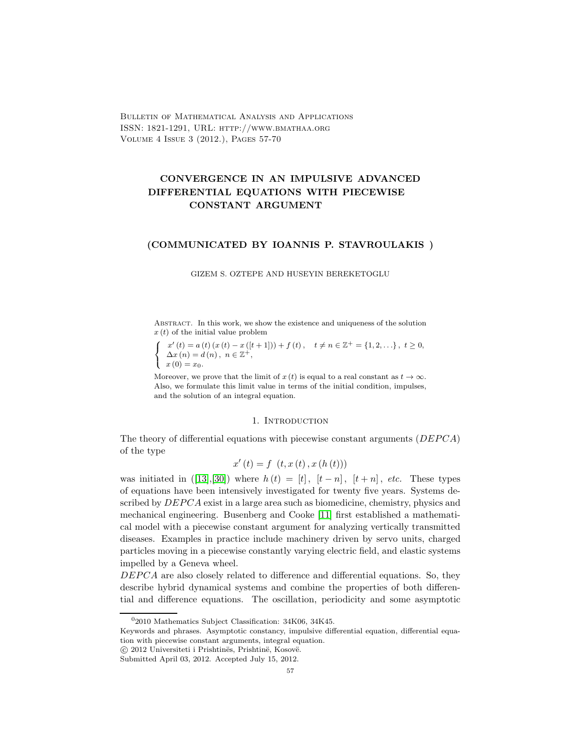Bulletin of Mathematical Analysis and Applications
ISSN: 1821-1291, URL: http://www.bmathaa.org
Volume 4 Issue 3 (2012.), Pages 57-70

# CONVERGENCE IN AN IMPULSIVE ADVANCED DIFFERENTIAL EQUATIONS WITH PIECEWISE CONSTANT ARGUMENT

## (COMMUNICATED BY IOANNIS P. STAVROULAKIS )

GIZEM S. OZTEPE AND HUSEYIN BEREKETOGLU

Abstract. In this work, we show the existence and uniqueness of the solution $x(t)$ of the initial value problem

$$\begin{cases} x'(t) = a(t)(x(t) - x([t+1])) + f(t), \quad t \neq n \in \mathbb{Z}^+ = \{1, 2, \ldots\}, \ t \geq 0, \\ \Delta x(n) = d(n), \ n \in \mathbb{Z}^+, \\ x(0) = x_0. \end{cases}$$

Moreover, we prove that the limit of $x(t)$ is equal to a real constant as $t \to \infty$. Also, we formulate this limit value in terms of the initial condition, impulses, and the solution of an integral equation.

## 1. Introduction

The theory of differential equations with piecewise constant arguments ($DEPCA$) of the type

$$x'(t) = f\ (t, x(t), x(h(t)))$$

was initiated in ([13],[30]) where $h(t) = [t], \ [t-n], \ [t+n], \ etc.$ These types of equations have been intensively investigated for twenty five years. Systems described by $DEPCA$ exist in a large area such as biomedicine, chemistry, physics and mechanical engineering. Busenberg and Cooke [11] first established a mathematical model with a piecewise constant argument for analyzing vertically transmitted diseases. Examples in practice include machinery driven by servo units, charged particles moving in a piecewise constantly varying electric field, and elastic systems impelled by a Geneva wheel.
$DEPCA$ are also closely related to difference and differential equations. So, they describe hybrid dynamical systems and combine the properties of both differential and difference equations. The oscillation, periodicity and some asymptotic

[0]2010 Mathematics Subject Classification: 34K06, 34K45.
Keywords and phrases. Asymptotic constancy, impulsive differential equation, differential equation with piecewise constant arguments, integral equation.
© 2012 Universiteti i Prishtinës, Prishtinë, Kosovë.
Submitted April 03, 2012. Accepted July 15, 2012.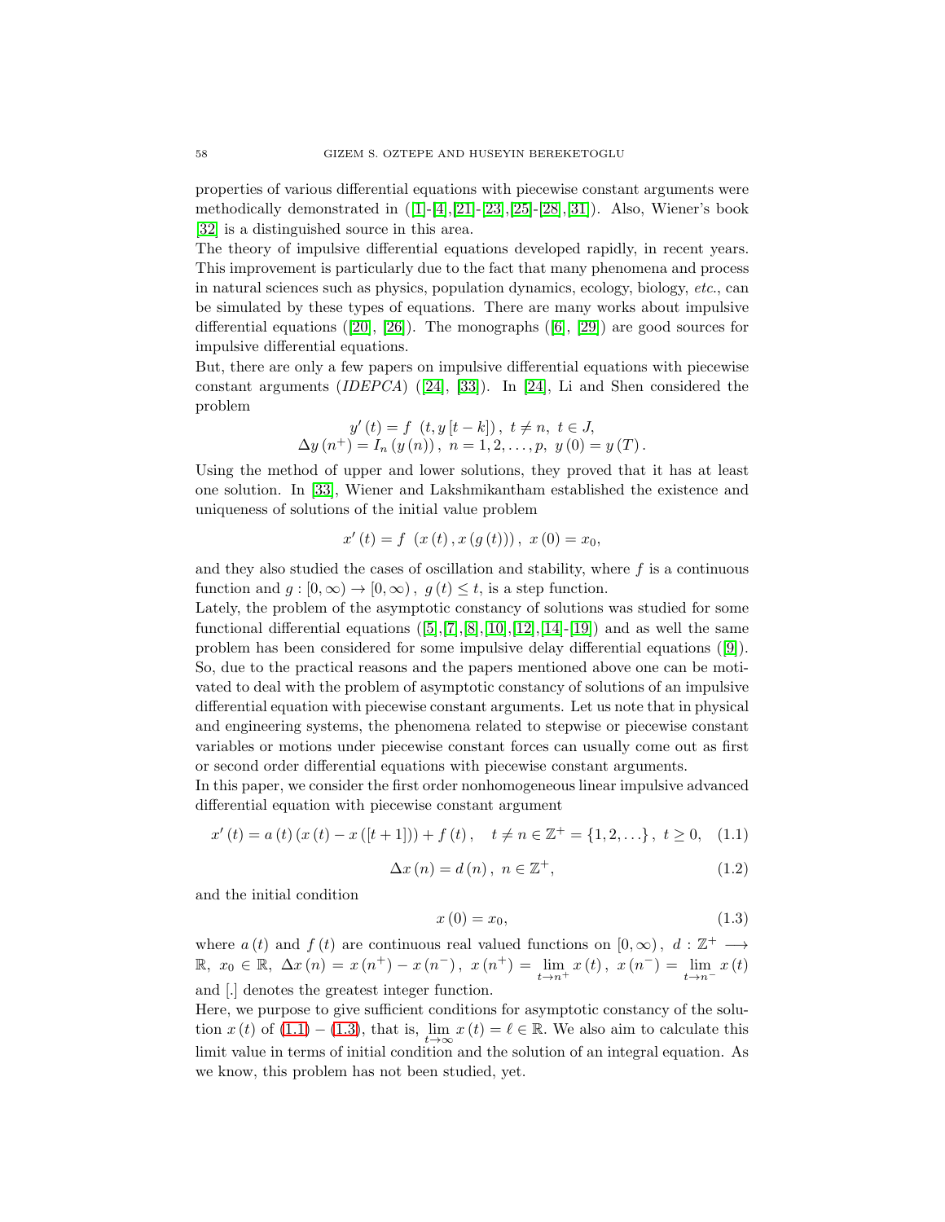properties of various differential equations with piecewise constant arguments were methodically demonstrated in ([1]-[4],[21]-[23],[25]-[28],[31]). Also, Wiener's book [32] is a distinguished source in this area.

The theory of impulsive differential equations developed rapidly, in recent years. This improvement is particularly due to the fact that many phenomena and process in natural sciences such as physics, population dynamics, ecology, biology, *etc.*, can be simulated by these types of equations. There are many works about impulsive differential equations ([20], [26]). The monographs ([6], [29]) are good sources for impulsive differential equations.

But, there are only a few papers on impulsive differential equations with piecewise constant arguments (*IDEPCA*) ([24], [33]). In [24], Li and Shen considered the problem

$$
\begin{gathered}
y'(t) = f\ (t, y[t-k]),\ t \neq n,\ t \in J, \\
\Delta y(n^+) = I_n(y(n)),\ n = 1, 2, \ldots, p,\ y(0) = y(T).
\end{gathered}
$$

Using the method of upper and lower solutions, they proved that it has at least one solution. In [33], Wiener and Lakshmikantham established the existence and uniqueness of solutions of the initial value problem

$$
x'(t) = f\ (x(t), x(g(t))),\ x(0) = x_0,
$$

and they also studied the cases of oscillation and stability, where $f$ is a continuous function and $g : [0, \infty) \to [0, \infty),\ g(t) \leq t$, is a step function.

Lately, the problem of the asymptotic constancy of solutions was studied for some functional differential equations ([5],[7],[8],[10],[12],[14]-[19]) and as well the same problem has been considered for some impulsive delay differential equations ([9]). So, due to the practical reasons and the papers mentioned above one can be motivated to deal with the problem of asymptotic constancy of solutions of an impulsive differential equation with piecewise constant arguments. Let us note that in physical and engineering systems, the phenomena related to stepwise or piecewise constant variables or motions under piecewise constant forces can usually come out as first or second order differential equations with piecewise constant arguments.

In this paper, we consider the first order nonhomogeneous linear impulsive advanced differential equation with piecewise constant argument

$$
x'(t) = a(t)(x(t) - x([t+1])) + f(t), \quad t \neq n \in \mathbb{Z}^+ = \{1, 2, \ldots\},\ t \geq 0, \quad (1.1)
$$

$$
\Delta x(n) = d(n),\ n \in \mathbb{Z}^+, \quad (1.2)
$$

and the initial condition

$$
x(0) = x_0, \quad (1.3)
$$

where $a(t)$ and $f(t)$ are continuous real valued functions on $[0, \infty)$, $d : \mathbb{Z}^+ \longrightarrow \mathbb{R}$, $x_0 \in \mathbb{R}$, $\Delta x(n) = x(n^+) - x(n^-)$, $x(n^+) = \lim\limits_{t \to n^+} x(t)$, $x(n^-) = \lim\limits_{t \to n^-} x(t)$ and $[.]$ denotes the greatest integer function.

Here, we purpose to give sufficient conditions for asymptotic constancy of the solution $x(t)$ of (1.1) – (1.3), that is, $\lim\limits_{t \to \infty} x(t) = \ell \in \mathbb{R}$. We also aim to calculate this limit value in terms of initial condition and the solution of an integral equation. As we know, this problem has not been studied, yet.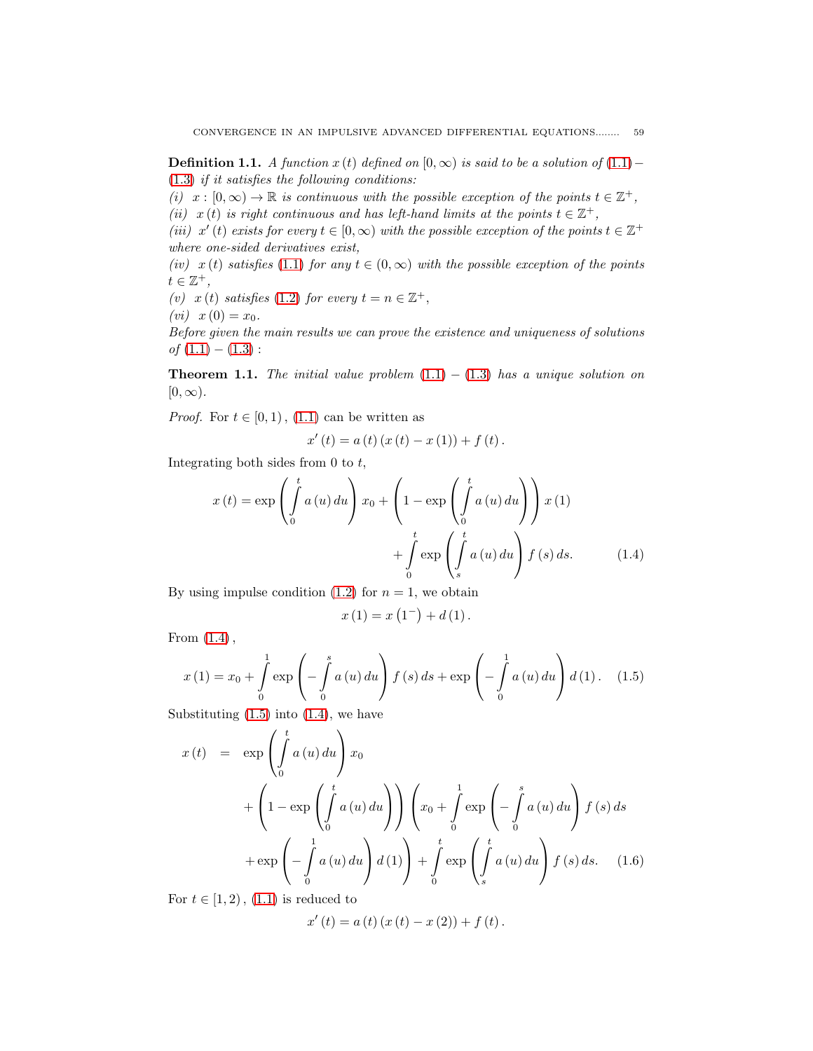**Definition 1.1.** *A function $x(t)$ defined on $[0,\infty)$ is said to be a solution of (1.1) − (1.3) if it satisfies the following conditions:*
*(i) $x:[0,\infty)\to\mathbb{R}$ is continuous with the possible exception of the points $t\in\mathbb{Z}^+$,*
*(ii) $x(t)$ is right continuous and has left-hand limits at the points $t\in\mathbb{Z}^+$,*
*(iii) $x'(t)$ exists for every $t\in[0,\infty)$ with the possible exception of the points $t\in\mathbb{Z}^+$ where one-sided derivatives exist,*
*(iv) $x(t)$ satisfies (1.1) for any $t\in(0,\infty)$ with the possible exception of the points $t\in\mathbb{Z}^+$,*
*(v) $x(t)$ satisfies (1.2) for every $t=n\in\mathbb{Z}^+$,*
*(vi) $x(0)=x_0$.*
*Before given the main results we can prove the existence and uniqueness of solutions of (1.1) − (1.3) :*

**Theorem 1.1.** *The initial value problem (1.1) − (1.3) has a unique solution on $[0,\infty)$.*

*Proof.* For $t\in[0,1)$, (1.1) can be written as

$$x'(t)=a(t)\left(x(t)-x(1)\right)+f(t).$$

Integrating both sides from 0 to $t$,

$$x(t)=\exp\left(\int_0^t a(u)\,du\right)x_0+\left(1-\exp\left(\int_0^t a(u)\,du\right)\right)x(1)+\int_0^t \exp\left(\int_s^t a(u)\,du\right)f(s)\,ds. \tag{1.4}$$

By using impulse condition (1.2) for $n=1$, we obtain

$$x(1)=x\left(1^-\right)+d(1).$$

From (1.4) ,

$$x(1)=x_0+\int_0^1 \exp\left(-\int_0^s a(u)\,du\right)f(s)\,ds+\exp\left(-\int_0^1 a(u)\,du\right)d(1). \tag{1.5}$$

Substituting (1.5) into (1.4), we have

$$\begin{aligned}
x(t) &= \exp\left(\int_0^t a(u)\,du\right)x_0 \\
&\quad+\left(1-\exp\left(\int_0^t a(u)\,du\right)\right)\left(x_0+\int_0^1 \exp\left(-\int_0^s a(u)\,du\right)f(s)\,ds\right. \\
&\quad\left.+\exp\left(-\int_0^1 a(u)\,du\right)d(1)\right)+\int_0^t \exp\left(\int_s^t a(u)\,du\right)f(s)\,ds. \qquad (1.6)
\end{aligned}$$

For $t\in[1,2)$, (1.1) is reduced to

$$x'(t)=a(t)\left(x(t)-x(2)\right)+f(t).$$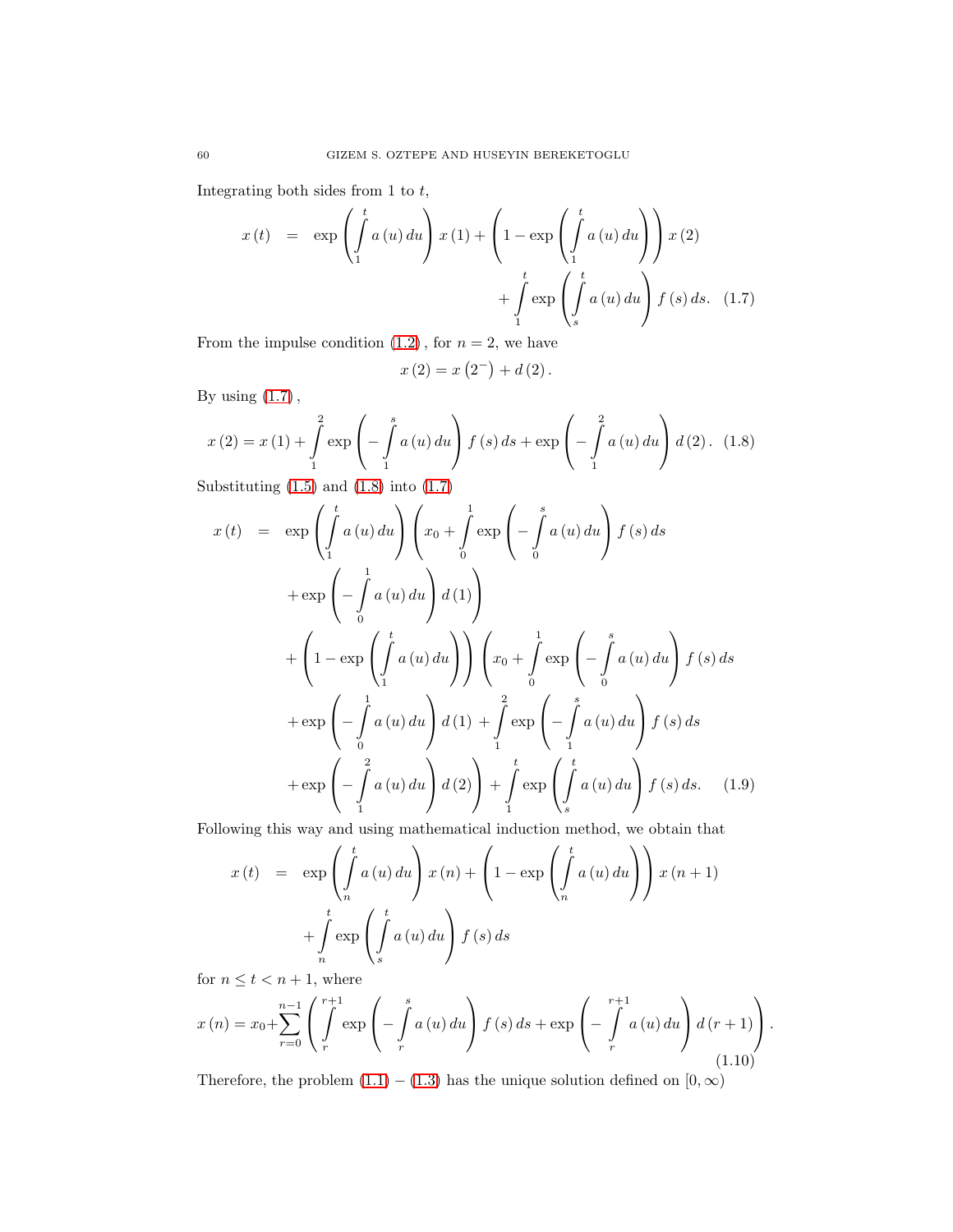Integrating both sides from 1 to $t$,

$$
\begin{aligned}
x(t) &= \exp\left(\int_1^t a(u)\,du\right) x(1) + \left(1 - \exp\left(\int_1^t a(u)\,du\right)\right) x(2) \\
&\quad + \int_1^t \exp\left(\int_s^t a(u)\,du\right) f(s)\,ds. \quad (1.7)
\end{aligned}
$$

From the impulse condition (1.2), for $n = 2$, we have

$$
x(2) = x\left(2^-\right) + d(2).
$$

By using (1.7),

$$
x(2) = x(1) + \int_1^2 \exp\left(-\int_1^s a(u)\,du\right) f(s)\,ds + \exp\left(-\int_1^2 a(u)\,du\right) d(2). \quad (1.8)
$$

Substituting (1.5) and (1.8) into (1.7)

$$
\begin{aligned}
x(t) &= \exp\left(\int_1^t a(u)\,du\right)\left(x_0 + \int_0^1 \exp\left(-\int_0^s a(u)\,du\right) f(s)\,ds \right.\\
&\quad \left. + \exp\left(-\int_0^1 a(u)\,du\right) d(1)\right) \\
&\quad + \left(1 - \exp\left(\int_1^t a(u)\,du\right)\right)\left(x_0 + \int_0^1 \exp\left(-\int_0^s a(u)\,du\right) f(s)\,ds \right.\\
&\quad + \exp\left(-\int_0^1 a(u)\,du\right) d(1) + \int_1^2 \exp\left(-\int_1^s a(u)\,du\right) f(s)\,ds \\
&\quad \left. + \exp\left(-\int_1^2 a(u)\,du\right) d(2)\right) + \int_1^t \exp\left(\int_s^t a(u)\,du\right) f(s)\,ds. \quad (1.9)
\end{aligned}
$$

Following this way and using mathematical induction method, we obtain that

$$
\begin{aligned}
x(t) &= \exp\left(\int_n^t a(u)\,du\right) x(n) + \left(1 - \exp\left(\int_n^t a(u)\,du\right)\right) x(n+1) \\
&\quad + \int_n^t \exp\left(\int_s^t a(u)\,du\right) f(s)\,ds
\end{aligned}
$$

for $n \leq t < n+1$, where

$$
x(n) = x_0 + \sum_{r=0}^{n-1}\left(\int_r^{r+1} \exp\left(-\int_r^s a(u)\,du\right) f(s)\,ds + \exp\left(-\int_r^{r+1} a(u)\,du\right) d(r+1)\right). \quad (1.10)
$$

Therefore, the problem (1.1) − (1.3) has the unique solution defined on $[0, \infty)$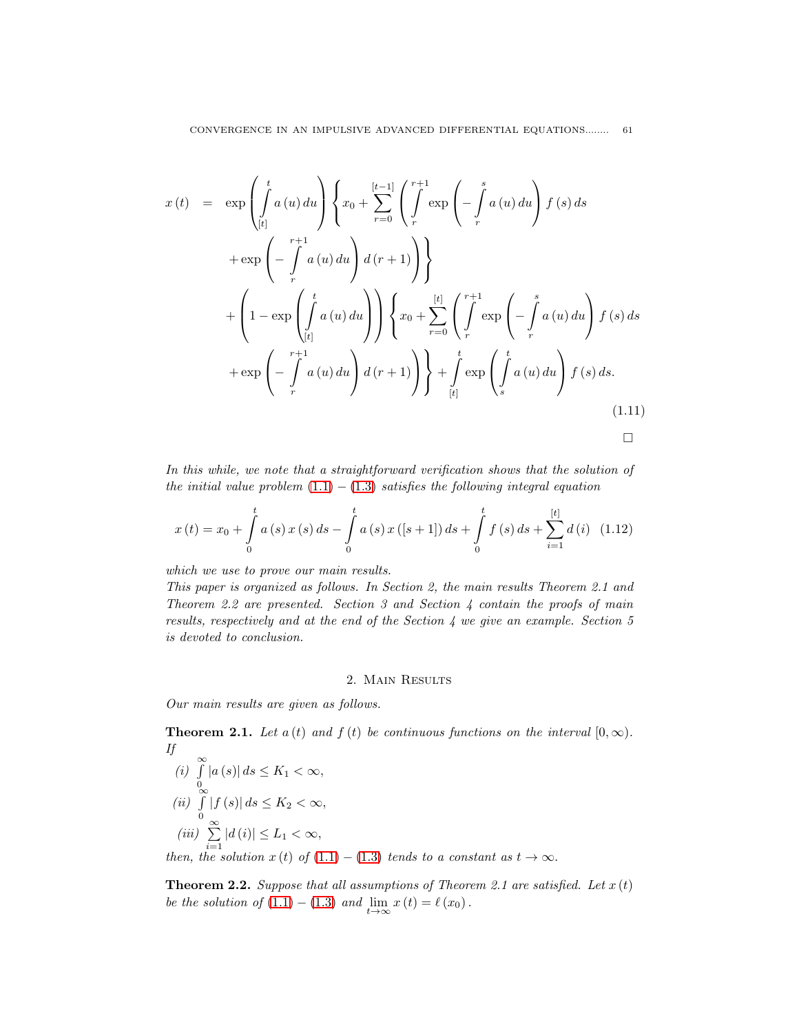$$
\begin{aligned}
x(t) \;=\;& \exp\left(\int\limits_{[t]}^{t} a(u)\,du\right)\left\{x_0+\sum_{r=0}^{[t-1]}\left(\int\limits_{r}^{r+1}\exp\left(-\int\limits_{r}^{s} a(u)\,du\right) f(s)\,ds\right.\right.\\
&\left.\left.+\exp\left(-\int\limits_{r}^{r+1} a(u)\,du\right) d(r+1)\right)\right\}\\
&+\left(1-\exp\left(\int\limits_{[t]}^{t} a(u)\,du\right)\right)\left\{x_0+\sum_{r=0}^{[t]}\left(\int\limits_{r}^{r+1}\exp\left(-\int\limits_{r}^{s} a(u)\,du\right) f(s)\,ds\right.\right.\\
&\left.\left.+\exp\left(-\int\limits_{r}^{r+1} a(u)\,du\right) d(r+1)\right)\right\}+\int\limits_{[t]}^{t}\exp\left(\int\limits_{s}^{t} a(u)\,du\right) f(s)\,ds.
\end{aligned}
\tag{1.11}
$$

□

*In this while, we note that a straightforward verification shows that the solution of the initial value problem* (1.1) − (1.3) *satisfies the following integral equation*

$$
x(t)=x_0+\int\limits_{0}^{t} a(s)\,x(s)\,ds-\int\limits_{0}^{t} a(s)\,x([s+1])\,ds+\int\limits_{0}^{t} f(s)\,ds+\sum_{i=1}^{[t]} d(i) \tag{1.12}
$$

*which we use to prove our main results.*
*This paper is organized as follows. In Section 2, the main results Theorem 2.1 and Theorem 2.2 are presented. Section 3 and Section 4 contain the proofs of main results, respectively and at the end of the Section 4 we give an example. Section 5 is devoted to conclusion.*

## 2. Main Results

*Our main results are given as follows.*

**Theorem 2.1.** *Let $a(t)$ and $f(t)$ be continuous functions on the interval $[0,\infty)$. If*

*(i)* $\int\limits_{0}^{\infty} |a(s)|\,ds \le K_1 < \infty,$

*(ii)* $\int\limits_{0}^{\infty} |f(s)|\,ds \le K_2 < \infty,$

*(iii)* $\sum\limits_{i=1}^{\infty} |d(i)| \le L_1 < \infty,$

*then, the solution $x(t)$ of* (1.1) − (1.3) *tends to a constant as $t\to\infty$.*

**Theorem 2.2.** *Suppose that all assumptions of Theorem 2.1 are satisfied. Let $x(t)$ be the solution of* (1.1) − (1.3) *and $\lim\limits_{t\to\infty} x(t)=\ell(x_0)$.*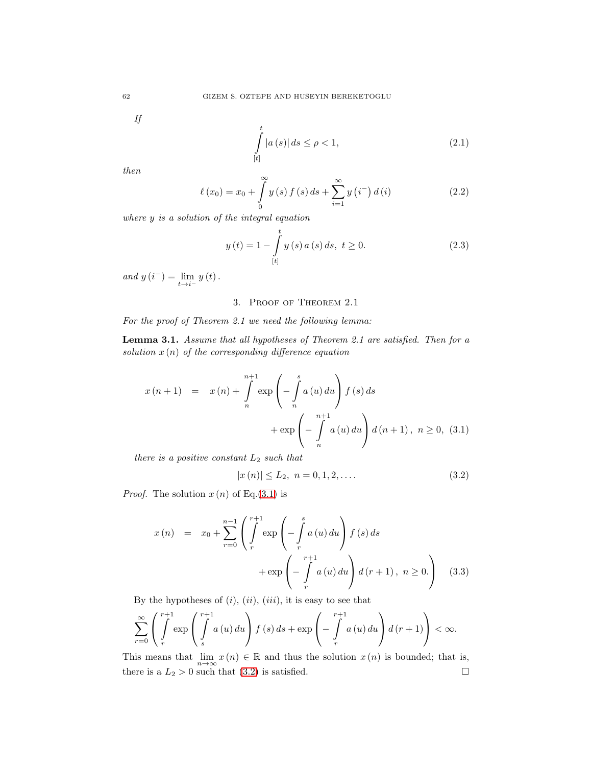*If*

$$\int_{[t]}^{t} |a(s)|\, ds \leq \rho < 1, \tag{2.1}$$

*then*

$$\ell(x_0) = x_0 + \int_0^{\infty} y(s) f(s)\, ds + \sum_{i=1}^{\infty} y(i^-)\, d(i) \tag{2.2}$$

*where* $y$ *is a solution of the integral equation*

$$y(t) = 1 - \int_{[t]}^{t} y(s)\, a(s)\, ds,\ t \geq 0. \tag{2.3}$$

*and* $y(i^-) = \lim_{t \to i^-} y(t)$.

## 3. Proof of Theorem 2.1

*For the proof of Theorem 2.1 we need the following lemma:*

**Lemma 3.1.** *Assume that all hypotheses of Theorem 2.1 are satisfied. Then for a solution* $x(n)$ *of the corresponding difference equation*

$$\begin{aligned} x(n+1) \quad &= \quad x(n) + \int_n^{n+1} \exp\left(-\int_n^s a(u)\, du\right) f(s)\, ds \\ &\qquad + \exp\left(-\int_n^{n+1} a(u)\, du\right) d(n+1),\ n \geq 0, \end{aligned} \tag{3.1}$$

*there is a positive constant* $L_2$ *such that*

$$|x(n)| \leq L_2,\ n = 0, 1, 2, \ldots. \tag{3.2}$$

*Proof.* The solution $x(n)$ of Eq.(3.1) is

$$\begin{aligned} x(n) \quad &= \quad x_0 + \sum_{r=0}^{n-1} \left( \int_r^{r+1} \exp\left(-\int_r^s a(u)\, du\right) f(s)\, ds \right. \\ &\qquad \left. + \exp\left(-\int_r^{r+1} a(u)\, du\right) d(r+1),\ n \geq 0. \right) \end{aligned} \tag{3.3}$$

By the hypotheses of $(i)$, $(ii)$, $(iii)$, it is easy to see that

$$\sum_{r=0}^{\infty} \left( \int_r^{r+1} \exp\left(\int_s^{r+1} a(u)\, du\right) f(s)\, ds + \exp\left(-\int_r^{r+1} a(u)\, du\right) d(r+1) \right) < \infty.$$

This means that $\lim_{n \to \infty} x(n) \in \mathbb{R}$ and thus the solution $x(n)$ is bounded; that is, there is a $L_2 > 0$ such that (3.2) is satisfied. $\square$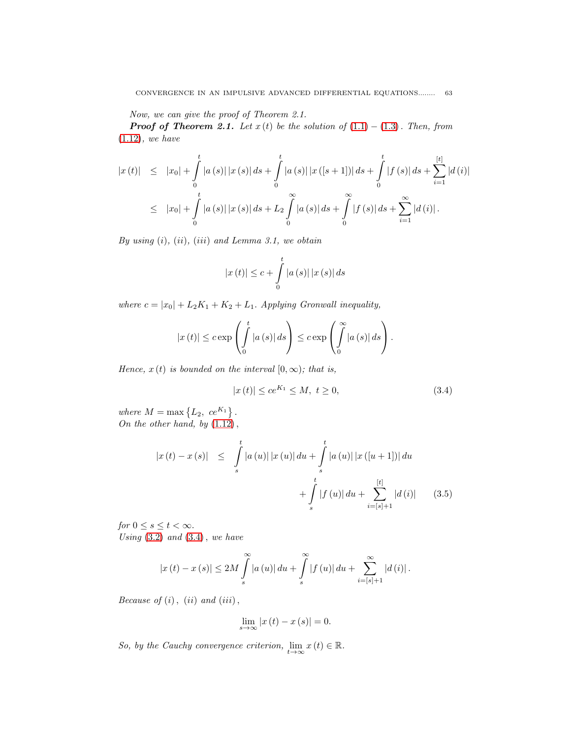*Now, we can give the proof of Theorem 2.1.*

***Proof of Theorem 2.1.*** *Let $x(t)$ be the solution of (1.1) − (1.3). Then, from (1.12), we have*

$$
\begin{aligned}
|x(t)| &\leq |x_0| + \int_0^t |a(s)| |x(s)| ds + \int_0^t |a(s)| |x([s+1])| ds + \int_0^t |f(s)| ds + \sum_{i=1}^{[t]} |d(i)| \\
&\leq |x_0| + \int_0^t |a(s)| |x(s)| ds + L_2 \int_0^\infty |a(s)| ds + \int_0^\infty |f(s)| ds + \sum_{i=1}^{\infty} |d(i)|.
\end{aligned}
$$

*By using (i), (ii), (iii) and Lemma 3.1, we obtain*

$$
|x(t)| \leq c + \int_0^t |a(s)| |x(s)| ds
$$

*where $c = |x_0| + L_2 K_1 + K_2 + L_1$. Applying Gronwall inequality,*

$$
|x(t)| \leq c \exp\left( \int_0^t |a(s)| ds \right) \leq c \exp\left( \int_0^\infty |a(s)| ds \right).
$$

*Hence, $x(t)$ is bounded on the interval $[0, \infty)$; that is,*

$$
|x(t)| \leq c e^{K_1} \leq M, \ t \geq 0, \tag{3.4}
$$

*where $M = \max\left\{L_2, \ c e^{K_1}\right\}$.*
*On the other hand, by (1.12),*

$$
\begin{aligned}
|x(t) - x(s)| \leq & \int_s^t |a(u)| |x(u)| du + \int_s^t |a(u)| |x([u+1])| du \\
& + \int_s^t |f(u)| du + \sum_{i=[s]+1}^{[t]} |d(i)|
\end{aligned} \tag{3.5}
$$

*for $0 \leq s \leq t < \infty$.*
*Using (3.2) and (3.4), we have*

$$
|x(t) - x(s)| \leq 2M \int_s^\infty |a(u)| du + \int_s^\infty |f(u)| du + \sum_{i=[s]+1}^{\infty} |d(i)|.
$$

*Because of (i), (ii) and (iii),*

$$
\lim_{s \to \infty} |x(t) - x(s)| = 0.
$$

*So, by the Cauchy convergence criterion, $\lim_{t \to \infty} x(t) \in \mathbb{R}$.*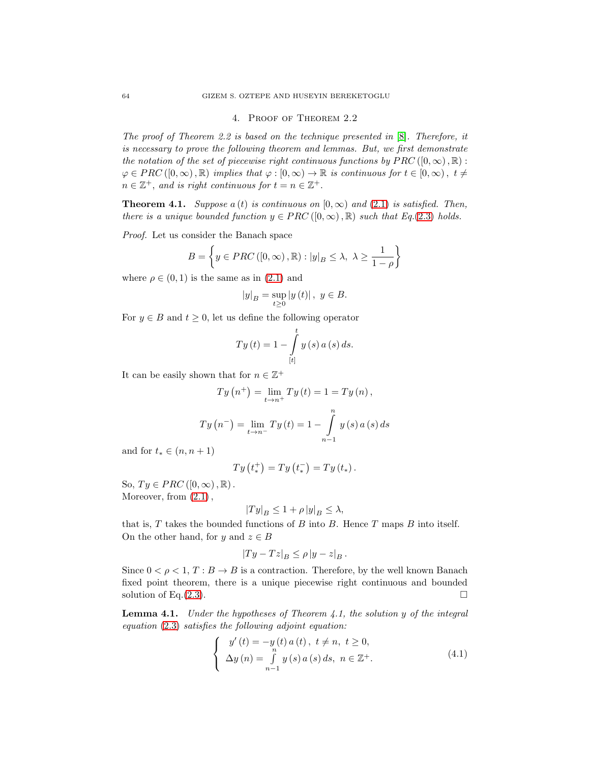## 4. Proof of Theorem 2.2

*The proof of Theorem 2.2 is based on the technique presented in [8]. Therefore, it is necessary to prove the following theorem and lemmas. But, we first demonstrate the notation of the set of piecewise right continuous functions by $PRC([0,\infty),\mathbb{R})$ : $\varphi \in PRC([0,\infty),\mathbb{R})$ implies that $\varphi : [0,\infty) \to \mathbb{R}$ is continuous for $t \in [0,\infty)$, $t \neq n \in \mathbb{Z}^+$, and is right continuous for $t = n \in \mathbb{Z}^+$.*

**Theorem 4.1.** *Suppose $a(t)$ is continuous on $[0,\infty)$ and (2.1) is satisfied. Then, there is a unique bounded function $y \in PRC([0,\infty),\mathbb{R})$ such that Eq.(2.3) holds.*

*Proof.* Let us consider the Banach space

$$B = \left\{ y \in PRC([0,\infty),\mathbb{R}) : |y|_B \leq \lambda,\ \lambda \geq \frac{1}{1-\rho} \right\}$$

where $\rho \in (0,1)$ is the same as in (2.1) and

$$|y|_B = \sup_{t\geq 0} |y(t)|,\ y \in B.$$

For $y \in B$ and $t \geq 0$, let us define the following operator

$$Ty(t) = 1 - \int_{[t]}^{t} y(s)\,a(s)\,ds.$$

It can be easily shown that for $n \in \mathbb{Z}^+$

$$Ty\left(n^+\right) = \lim_{t\to n^+} Ty(t) = 1 = Ty(n),$$

$$Ty\left(n^-\right) = \lim_{t\to n^-} Ty(t) = 1 - \int_{n-1}^{n} y(s)\,a(s)\,ds$$

and for $t_* \in (n, n+1)$

$$Ty\left(t_*^+\right) = Ty\left(t_*^-\right) = Ty(t_*).$$

So, $Ty \in PRC([0,\infty),\mathbb{R})$.
Moreover, from (2.1),

$$|Ty|_B \leq 1 + \rho\,|y|_B \leq \lambda,$$

that is, $T$ takes the bounded functions of $B$ into $B$. Hence $T$ maps $B$ into itself.
On the other hand, for $y$ and $z \in B$

$$|Ty - Tz|_B \leq \rho\,|y - z|_B\,.$$

Since $0 < \rho < 1$, $T : B \to B$ is a contraction. Therefore, by the well known Banach fixed point theorem, there is a unique piecewise right continuous and bounded solution of Eq.(2.3). □

**Lemma 4.1.** *Under the hypotheses of Theorem 4.1, the solution $y$ of the integral equation (2.3) satisfies the following adjoint equation:*

$$\left\{ \begin{array}{l} y'(t) = -y(t)\,a(t),\ t \neq n,\ t \geq 0, \\ \Delta y(n) = \int\limits_{n-1}^{n} y(s)\,a(s)\,ds,\ n \in \mathbb{Z}^+. \end{array} \right. \tag{4.1}$$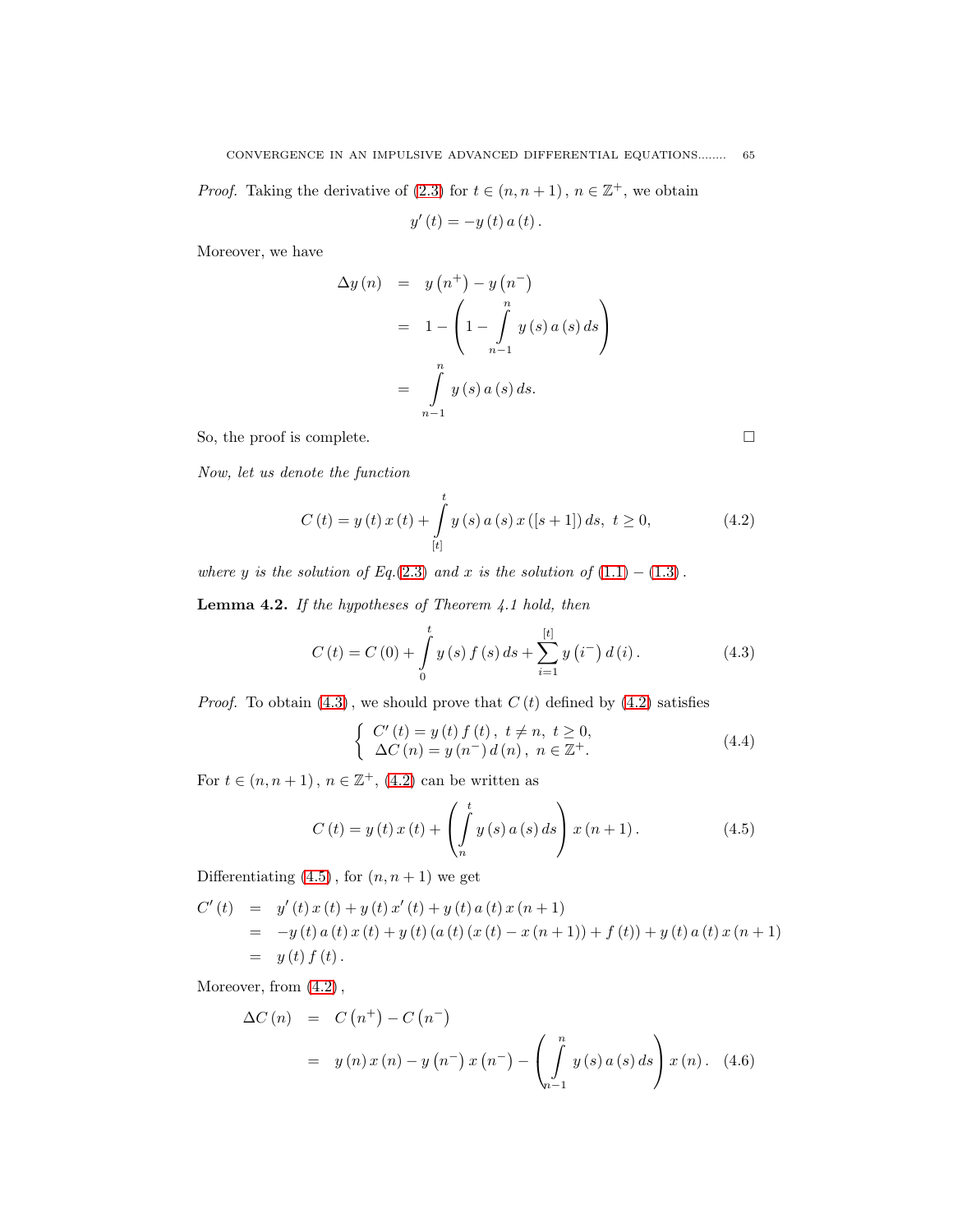*Proof.* Taking the derivative of (2.3) for $t \in (n, n+1)$, $n \in \mathbb{Z}^+$, we obtain

$$y'(t) = -y(t)\, a(t).$$

Moreover, we have

$$\begin{aligned}
\Delta y(n) &= y\left(n^+\right) - y\left(n^-\right) \\
&= 1 - \left(1 - \int_{n-1}^{n} y(s)\, a(s)\, ds\right) \\
&= \int_{n-1}^{n} y(s)\, a(s)\, ds.
\end{aligned}$$

So, the proof is complete. $\square$

*Now, let us denote the function*

$$C(t) = y(t)\, x(t) + \int_{[t]}^{t} y(s)\, a(s)\, x([s+1])\, ds, \;\; t \geq 0, \tag{4.2}$$

*where $y$ is the solution of Eq.(2.3) and $x$ is the solution of (1.1) − (1.3).*

**Lemma 4.2.** *If the hypotheses of Theorem 4.1 hold, then*

$$C(t) = C(0) + \int_{0}^{t} y(s)\, f(s)\, ds + \sum_{i=1}^{[t]} y\left(i^-\right) d(i). \tag{4.3}$$

*Proof.* To obtain (4.3), we should prove that $C(t)$ defined by (4.2) satisfies

$$\begin{cases} C'(t) = y(t)\, f(t), \; t \neq n, \; t \geq 0, \\ \Delta C(n) = y(n^-)\, d(n), \; n \in \mathbb{Z}^+. \end{cases} \tag{4.4}$$

For $t \in (n, n+1)$, $n \in \mathbb{Z}^+$, (4.2) can be written as

$$C(t) = y(t)\, x(t) + \left(\int_{n}^{t} y(s)\, a(s)\, ds\right) x(n+1). \tag{4.5}$$

Differentiating (4.5), for $(n, n+1)$ we get

$$\begin{aligned}
C'(t) &= y'(t)\, x(t) + y(t)\, x'(t) + y(t)\, a(t)\, x(n+1) \\
&= -y(t)\, a(t)\, x(t) + y(t)\left(a(t)\left(x(t) - x(n+1)\right) + f(t)\right) + y(t)\, a(t)\, x(n+1) \\
&= y(t)\, f(t).
\end{aligned}$$

Moreover, from (4.2),

$$\begin{aligned}
\Delta C(n) &= C\left(n^+\right) - C\left(n^-\right) \\
&= y(n)\, x(n) - y\left(n^-\right) x\left(n^-\right) - \left(\int_{n-1}^{n} y(s)\, a(s)\, ds\right) x(n).
\end{aligned} \tag{4.6}$$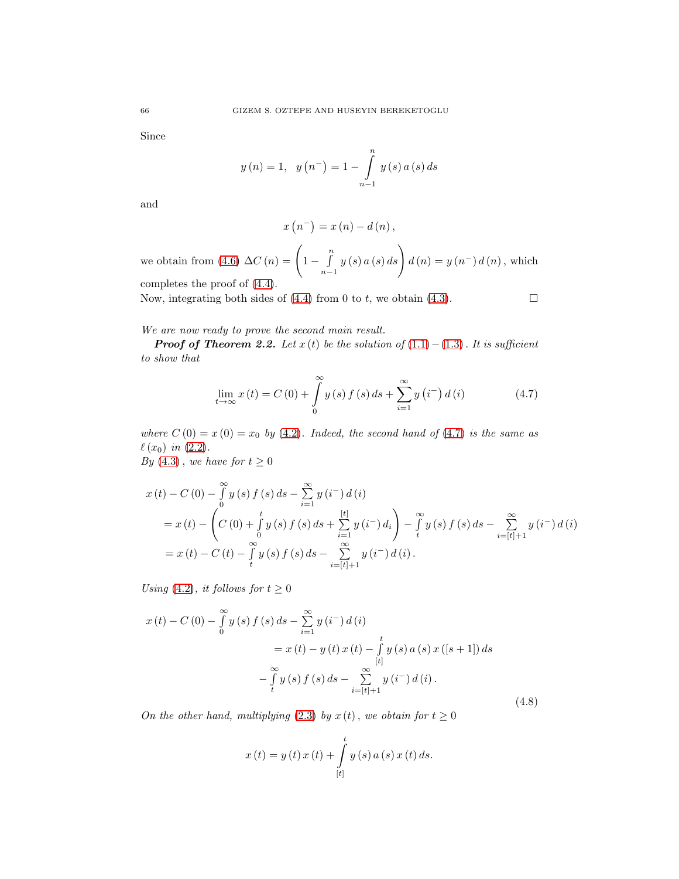Since

$$y(n)=1, \quad y\left(n^{-}\right)=1-\int_{n-1}^{n} y(s)\, a(s)\, ds$$

and

$$x\left(n^{-}\right)=x(n)-d(n),$$

we obtain from (4.6) $\Delta C(n)=\left(1-\int_{n-1}^{n} y(s)\, a(s)\, ds\right) d(n)=y\left(n^{-}\right) d(n)$, which completes the proof of (4.4).

Now, integrating both sides of (4.4) from 0 to $t$, we obtain (4.3). □

*We are now ready to prove the second main result.*

***Proof of Theorem 2.2.*** *Let $x(t)$ be the solution of (1.1) – (1.3). It is sufficient to show that*

$$\lim_{t\to\infty} x(t)=C(0)+\int_{0}^{\infty} y(s)\, f(s)\, ds+\sum_{i=1}^{\infty} y\left(i^{-}\right) d(i) \tag{4.7}$$

*where $C(0)=x(0)=x_0$ by (4.2). Indeed, the second hand of (4.7) is the same as $\ell(x_0)$ in (2.2).*

*By (4.3), we have for $t\geq 0$*

$$\begin{aligned}
x(t)&-C(0)-\int_{0}^{\infty} y(s)\, f(s)\, ds-\sum_{i=1}^{\infty} y\left(i^{-}\right) d(i)\\
&=x(t)-\left(C(0)+\int_{0}^{t} y(s)\, f(s)\, ds+\sum_{i=1}^{[t]} y\left(i^{-}\right) d_i\right)-\int_{t}^{\infty} y(s)\, f(s)\, ds-\sum_{i=[t]+1}^{\infty} y\left(i^{-}\right) d(i)\\
&=x(t)-C(t)-\int_{t}^{\infty} y(s)\, f(s)\, ds-\sum_{i=[t]+1}^{\infty} y\left(i^{-}\right) d(i).
\end{aligned}$$

*Using (4.2), it follows for $t\geq 0$*

$$\begin{aligned}
x(t)-C(0)-\int_{0}^{\infty} y(s)\, f(s)\, ds-\sum_{i=1}^{\infty} y\left(i^{-}\right) d(i)&\\
=x(t)-y(t)\, x(t)-\int_{[t]}^{t} y(s)\, a(s)\, x([s+1])\, ds&\\
-\int_{t}^{\infty} y(s)\, f(s)\, ds-\sum_{i=[t]+1}^{\infty} y\left(i^{-}\right) d(i).&
\end{aligned} \tag{4.8}$$

*On the other hand, multiplying (2.3) by $x(t)$, we obtain for $t\geq 0$*

$$x(t)=y(t)\, x(t)+\int_{[t]}^{t} y(s)\, a(s)\, x(t)\, ds.$$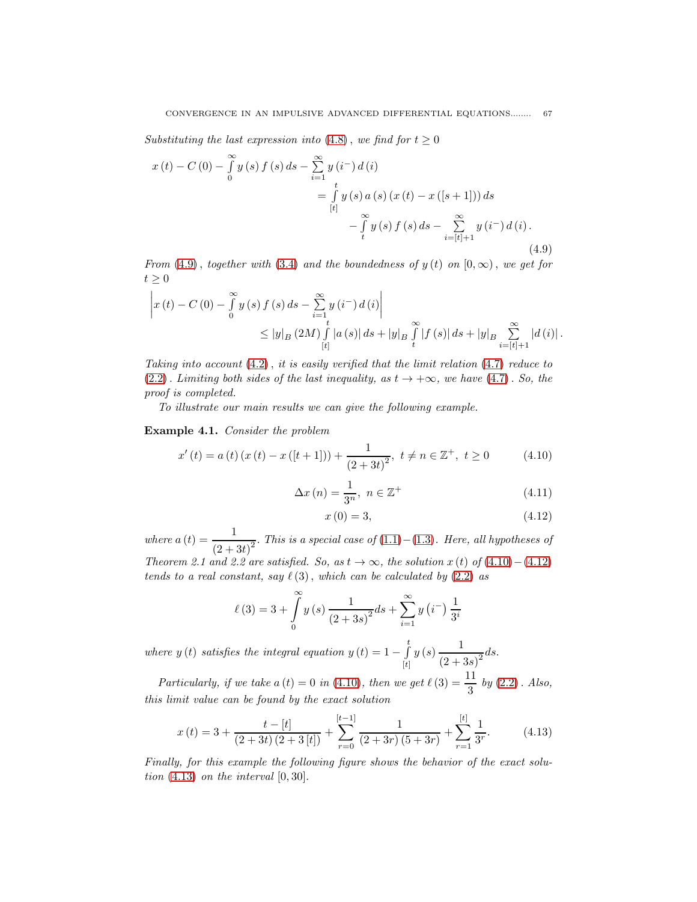*Substituting the last expression into* (4.8), *we find for* $t \geq 0$

$$
\begin{aligned}
x(t) - C(0) - \int_0^\infty y(s) f(s)\,ds - \sum_{i=1}^{\infty} y(i^-) d(i) &= \int_{[t]}^{t} y(s) a(s) (x(t) - x([s+1]))\,ds \\
&\quad - \int_t^\infty y(s) f(s)\,ds - \sum_{i=[t]+1}^{\infty} y(i^-) d(i).
\end{aligned}
\tag{4.9}
$$

*From* (4.9), *together with* (3.4) *and the boundedness of* $y(t)$ *on* $[0, \infty)$, *we get for* $t \geq 0$

$$
\begin{aligned}
&\left| x(t) - C(0) - \int_0^\infty y(s) f(s)\,ds - \sum_{i=1}^{\infty} y(i^-) d(i) \right| \\
&\qquad \leq |y|_B (2M) \int_{[t]}^{t} |a(s)|\,ds + |y|_B \int_t^\infty |f(s)|\,ds + |y|_B \sum_{i=[t]+1}^{\infty} |d(i)|.
\end{aligned}
$$

*Taking into account* (4.2), *it is easily verified that the limit relation* (4.7) *reduce to* (2.2). *Limiting both sides of the last inequality, as* $t \to +\infty$, *we have* (4.7). *So, the proof is completed.*

*To illustrate our main results we can give the following example.*

**Example 4.1.** *Consider the problem*

$$
x'(t) = a(t)(x(t) - x([t+1])) + \frac{1}{(2+3t)^2}, \; t \neq n \in \mathbb{Z}^+, \; t \geq 0 \tag{4.10}
$$

$$
\Delta x(n) = \frac{1}{3^n}, \; n \in \mathbb{Z}^+ \tag{4.11}
$$

$$
x(0) = 3, \tag{4.12}
$$

*where* $a(t) = \dfrac{1}{(2+3t)^2}$. *This is a special case of* (1.1)−(1.3). *Here, all hypotheses of Theorem 2.1 and 2.2 are satisfied. So, as* $t \to \infty$, *the solution* $x(t)$ *of* (4.10)−(4.12) *tends to a real constant, say* $\ell(3)$, *which can be calculated by* (2.2) *as*

$$
\ell(3) = 3 + \int_0^\infty y(s) \frac{1}{(2+3s)^2}\,ds + \sum_{i=1}^{\infty} y(i^-) \frac{1}{3^i}
$$

*where* $y(t)$ *satisfies the integral equation* $y(t) = 1 - \int_{[t]}^{t} y(s) \dfrac{1}{(2+3s)^2}\,ds$.

*Particularly, if we take* $a(t) = 0$ *in* (4.10), *then we get* $\ell(3) = \dfrac{11}{3}$ *by* (2.2). *Also, this limit value can be found by the exact solution*

$$
x(t) = 3 + \frac{t - [t]}{(2+3t)(2+3[t])} + \sum_{r=0}^{[t-1]} \frac{1}{(2+3r)(5+3r)} + \sum_{r=1}^{[t]} \frac{1}{3^r}. \tag{4.13}
$$

*Finally, for this example the following figure shows the behavior of the exact solution* (4.13) *on the interval* $[0, 30]$.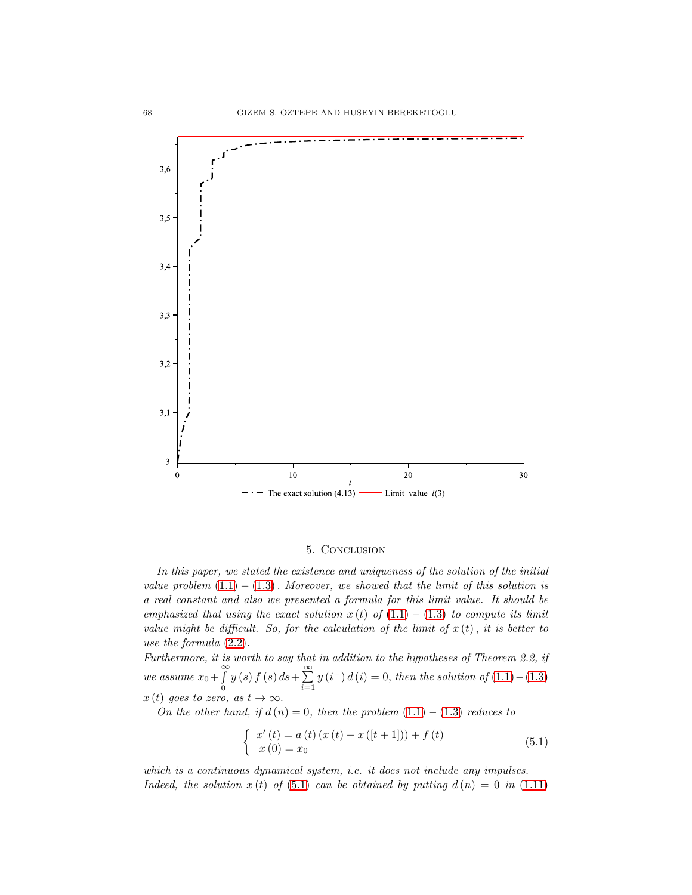3,6

3,5

3,4

3,3

3,2

3,1

3

0

10

20

30

t

The exact solution (4.13)

Limit value $l(3)$

## 5. Conclusion

*In this paper, we stated the existence and uniqueness of the solution of the initial value problem* (1.1) − (1.3)*. Moreover, we showed that the limit of this solution is a real constant and also we presented a formula for this limit value. It should be emphasized that using the exact solution $x(t)$ of* (1.1) − (1.3) *to compute its limit value might be difficult. So, for the calculation of the limit of $x(t)$, it is better to use the formula* (2.2).

*Furthermore, it is worth to say that in addition to the hypotheses of Theorem 2.2, if we assume $x_0 + \int_0^{\infty} y(s) f(s) ds + \sum_{i=1}^{\infty} y(i^-) d(i) = 0$, then the solution of* (1.1) − (1.3) *$x(t)$ goes to zero, as $t \to \infty$.*

*On the other hand, if $d(n) = 0$, then the problem* (1.1) − (1.3) *reduces to*

$$\begin{cases} x'(t) = a(t)(x(t) - x([t+1])) + f(t) \\ x(0) = x_0 \end{cases} \tag{5.1}$$

*which is a continuous dynamical system, i.e. it does not include any impulses. Indeed, the solution $x(t)$ of* (5.1) *can be obtained by putting $d(n) = 0$ in* (1.11)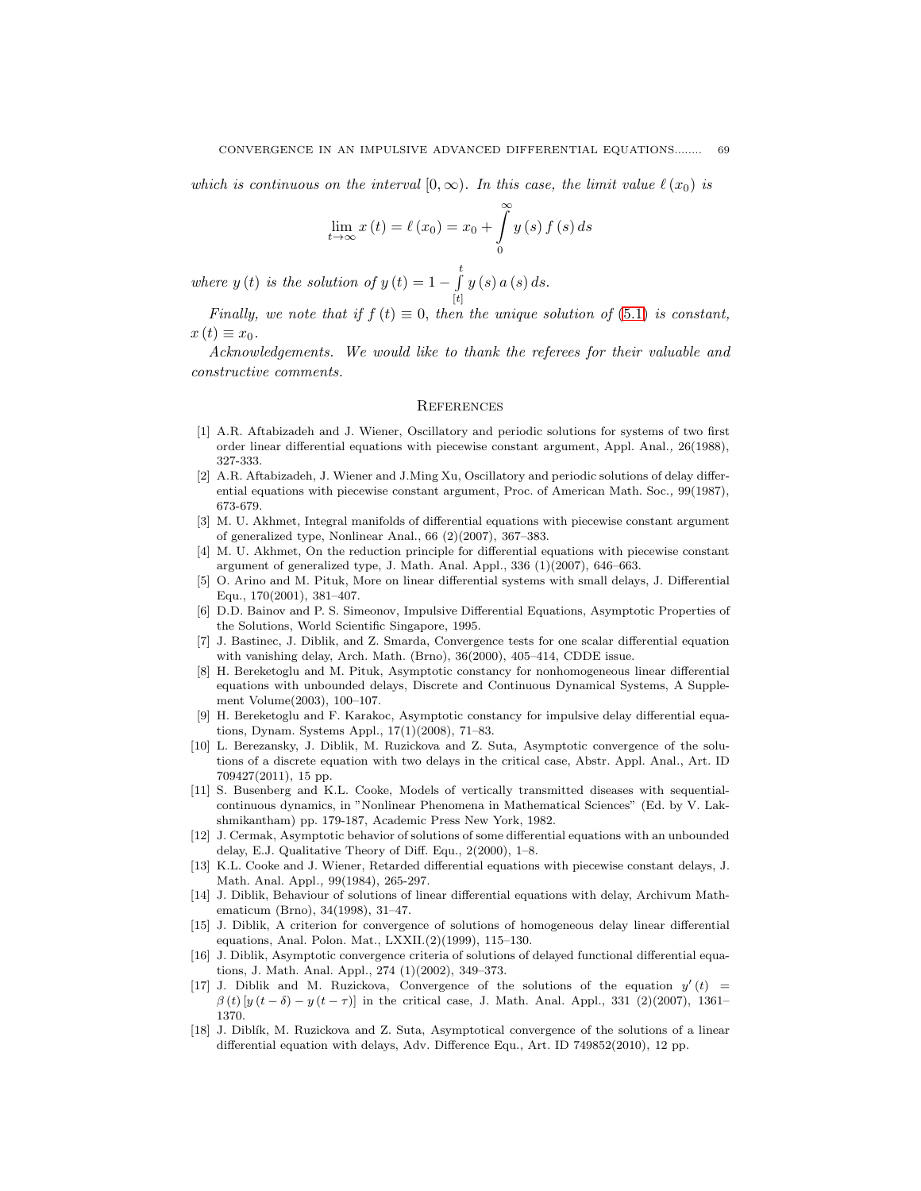*which is continuous on the interval* $[0, \infty)$. *In this case, the limit value* $\ell(x_0)$ *is*

$$\lim_{t \to \infty} x(t) = \ell(x_0) = x_0 + \int_0^\infty y(s) f(s)\, ds$$

*where* $y(t)$ *is the solution of* $y(t) = 1 - \int_{[t]}^{t} y(s) a(s)\, ds$.

*Finally, we note that if* $f(t) \equiv 0$, *then the unique solution of* (5.1) *is constant,* $x(t) \equiv x_0$.

*Acknowledgements. We would like to thank the referees for their valuable and constructive comments.*

## References

[1] A.R. Aftabizadeh and J. Wiener, Oscillatory and periodic solutions for systems of two first order linear differential equations with piecewise constant argument, Appl. Anal., 26(1988), 327-333.

[2] A.R. Aftabizadeh, J. Wiener and J.Ming Xu, Oscillatory and periodic solutions of delay differential equations with piecewise constant argument, Proc. of American Math. Soc., 99(1987), 673-679.

[3] M. U. Akhmet, Integral manifolds of differential equations with piecewise constant argument of generalized type, Nonlinear Anal., 66 (2)(2007), 367–383.

[4] M. U. Akhmet, On the reduction principle for differential equations with piecewise constant argument of generalized type, J. Math. Anal. Appl., 336 (1)(2007), 646–663.

[5] O. Arino and M. Pituk, More on linear differential systems with small delays, J. Differential Equ., 170(2001), 381–407.

[6] D.D. Bainov and P. S. Simeonov, Impulsive Differential Equations, Asymptotic Properties of the Solutions, World Scientific Singapore, 1995.

[7] J. Bastinec, J. Diblik, and Z. Smarda, Convergence tests for one scalar differential equation with vanishing delay, Arch. Math. (Brno), 36(2000), 405–414, CDDE issue.

[8] H. Bereketoglu and M. Pituk, Asymptotic constancy for nonhomogeneous linear differential equations with unbounded delays, Discrete and Continuous Dynamical Systems, A Supplement Volume(2003), 100–107.

[9] H. Bereketoglu and F. Karakoc, Asymptotic constancy for impulsive delay differential equations, Dynam. Systems Appl., 17(1)(2008), 71–83.

[10] L. Berezansky, J. Diblik, M. Ruzickova and Z. Suta, Asymptotic convergence of the solutions of a discrete equation with two delays in the critical case, Abstr. Appl. Anal., Art. ID 709427(2011), 15 pp.

[11] S. Busenberg and K.L. Cooke, Models of vertically transmitted diseases with sequential-continuous dynamics, in "Nonlinear Phenomena in Mathematical Sciences" (Ed. by V. Lakshmikantham) pp. 179-187, Academic Press New York, 1982.

[12] J. Cermak, Asymptotic behavior of solutions of some differential equations with an unbounded delay, E.J. Qualitative Theory of Diff. Equ., 2(2000), 1–8.

[13] K.L. Cooke and J. Wiener, Retarded differential equations with piecewise constant delays, J. Math. Anal. Appl., 99(1984), 265-297.

[14] J. Diblik, Behaviour of solutions of linear differential equations with delay, Archivum Mathematicum (Brno), 34(1998), 31–47.

[15] J. Diblik, A criterion for convergence of solutions of homogeneous delay linear differential equations, Anal. Polon. Mat., LXXII.(2)(1999), 115–130.

[16] J. Diblik, Asymptotic convergence criteria of solutions of delayed functional differential equations, J. Math. Anal. Appl., 274 (1)(2002), 349–373.

[17] J. Diblik and M. Ruzickova, Convergence of the solutions of the equation $y'(t) = \beta(t)[y(t-\delta) - y(t-\tau)]$ in the critical case, J. Math. Anal. Appl., 331 (2)(2007), 1361–1370.

[18] J. Diblík, M. Ruzickova and Z. Suta, Asymptotical convergence of the solutions of a linear differential equation with delays, Adv. Difference Equ., Art. ID 749852(2010), 12 pp.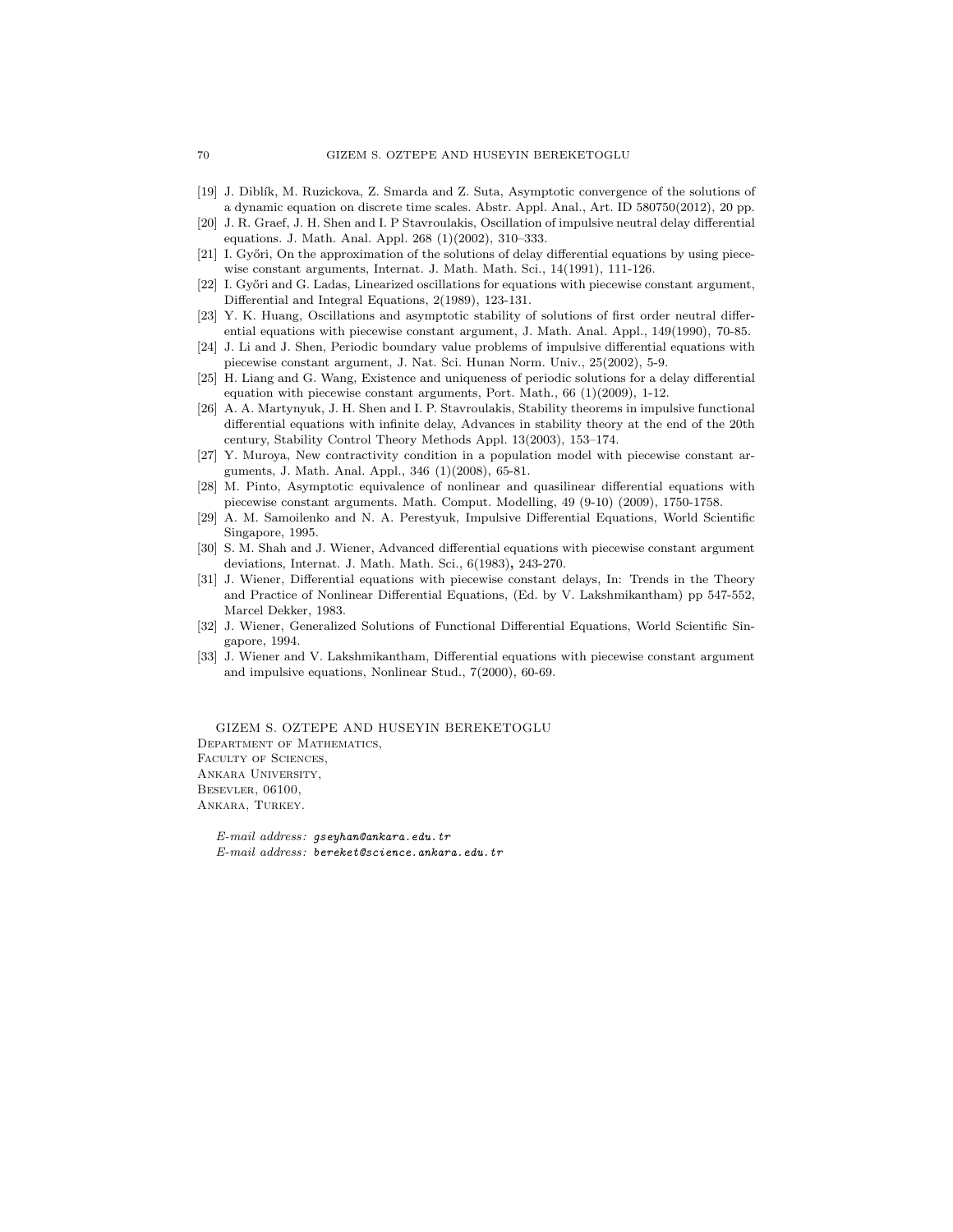[19] J. Diblík, M. Ruzickova, Z. Smarda and Z. Suta, Asymptotic convergence of the solutions of a dynamic equation on discrete time scales. Abstr. Appl. Anal., Art. ID 580750(2012), 20 pp.

[20] J. R. Graef, J. H. Shen and I. P Stavroulakis, Oscillation of impulsive neutral delay differential equations. J. Math. Anal. Appl. 268 (1)(2002), 310–333.

[21] I. Győri, On the approximation of the solutions of delay differential equations by using piecewise constant arguments, Internat. J. Math. Math. Sci., 14(1991), 111-126.

[22] I. Győri and G. Ladas, Linearized oscillations for equations with piecewise constant argument, Differential and Integral Equations, 2(1989), 123-131.

[23] Y. K. Huang, Oscillations and asymptotic stability of solutions of first order neutral differential equations with piecewise constant argument, J. Math. Anal. Appl., 149(1990), 70-85.

[24] J. Li and J. Shen, Periodic boundary value problems of impulsive differential equations with piecewise constant argument, J. Nat. Sci. Hunan Norm. Univ., 25(2002), 5-9.

[25] H. Liang and G. Wang, Existence and uniqueness of periodic solutions for a delay differential equation with piecewise constant arguments, Port. Math., 66 (1)(2009), 1-12.

[26] A. A. Martynyuk, J. H. Shen and I. P. Stavroulakis, Stability theorems in impulsive functional differential equations with infinite delay, Advances in stability theory at the end of the 20th century, Stability Control Theory Methods Appl. 13(2003), 153–174.

[27] Y. Muroya, New contractivity condition in a population model with piecewise constant arguments, J. Math. Anal. Appl., 346 (1)(2008), 65-81.

[28] M. Pinto, Asymptotic equivalence of nonlinear and quasilinear differential equations with piecewise constant arguments. Math. Comput. Modelling, 49 (9-10) (2009), 1750-1758.

[29] A. M. Samoilenko and N. A. Perestyuk, Impulsive Differential Equations, World Scientific Singapore, 1995.

[30] S. M. Shah and J. Wiener, Advanced differential equations with piecewise constant argument deviations, Internat. J. Math. Math. Sci., 6(1983), 243-270.

[31] J. Wiener, Differential equations with piecewise constant delays, In: Trends in the Theory and Practice of Nonlinear Differential Equations, (Ed. by V. Lakshmikantham) pp 547-552, Marcel Dekker, 1983.

[32] J. Wiener, Generalized Solutions of Functional Differential Equations, World Scientific Singapore, 1994.

[33] J. Wiener and V. Lakshmikantham, Differential equations with piecewise constant argument and impulsive equations, Nonlinear Stud., 7(2000), 60-69.

GIZEM S. OZTEPE AND HUSEYIN BEREKETOGLU
Department of Mathematics,
Faculty of Sciences,
Ankara University,
Besevler, 06100,
Ankara, Turkey.

*E-mail address:* gseyhan@ankara.edu.tr
*E-mail address:* bereket@science.ankara.edu.tr